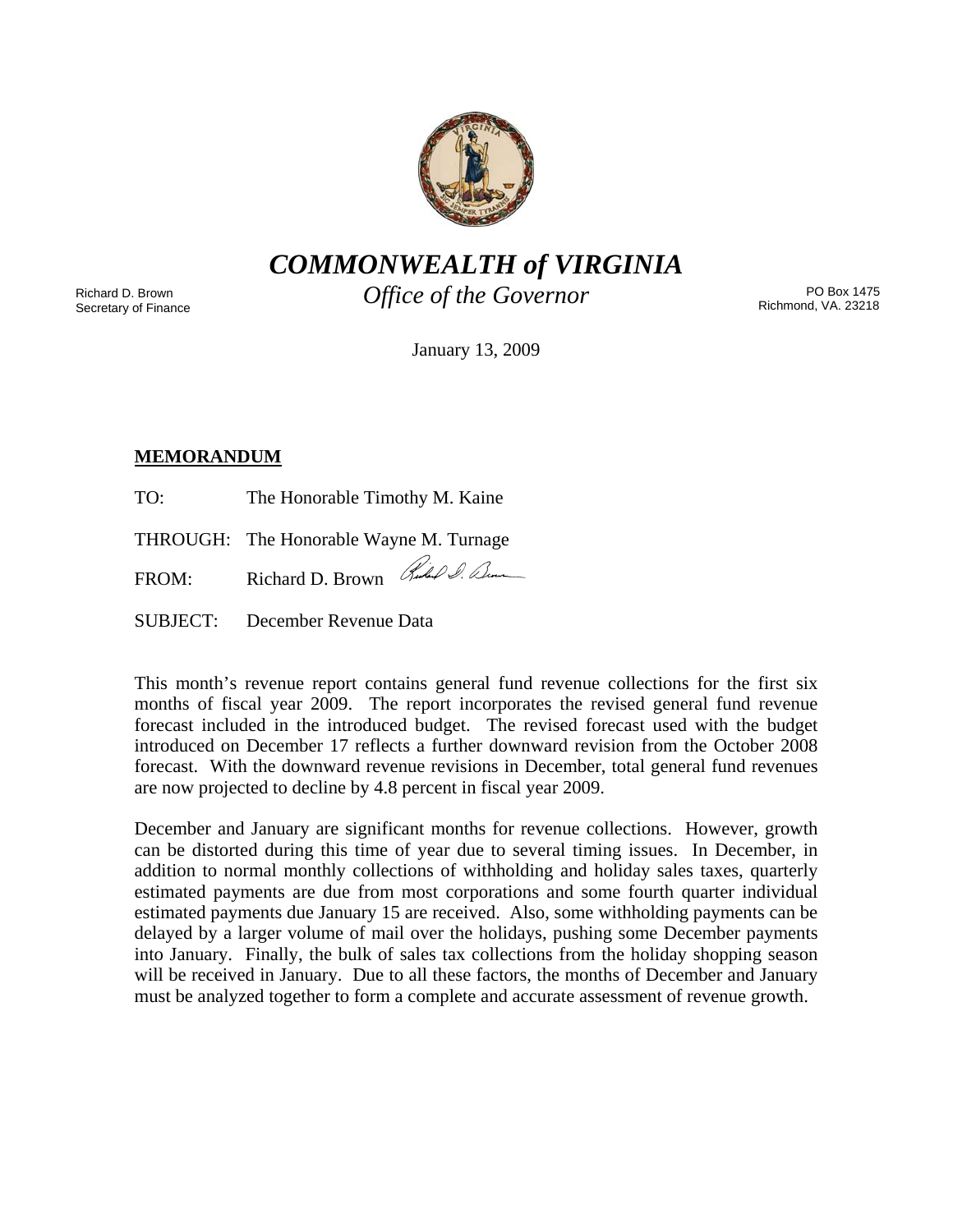# *COMMONWEALTH of VIRGINIA*

## *Office of the Governor*

Richard D. Brown
Secretary of Finance

PO Box 1475
Richmond, VA. 23218

January 13, 2009

**MEMORANDUM**

TO: The Honorable Timothy M. Kaine

THROUGH: The Honorable Wayne M. Turnage

FROM: Richard D. Brown

SUBJECT: December Revenue Data

This month's revenue report contains general fund revenue collections for the first six months of fiscal year 2009. The report incorporates the revised general fund revenue forecast included in the introduced budget. The revised forecast used with the budget introduced on December 17 reflects a further downward revision from the October 2008 forecast. With the downward revenue revisions in December, total general fund revenues are now projected to decline by 4.8 percent in fiscal year 2009.

December and January are significant months for revenue collections. However, growth can be distorted during this time of year due to several timing issues. In December, in addition to normal monthly collections of withholding and holiday sales taxes, quarterly estimated payments are due from most corporations and some fourth quarter individual estimated payments due January 15 are received. Also, some withholding payments can be delayed by a larger volume of mail over the holidays, pushing some December payments into January. Finally, the bulk of sales tax collections from the holiday shopping season will be received in January. Due to all these factors, the months of December and January must be analyzed together to form a complete and accurate assessment of revenue growth.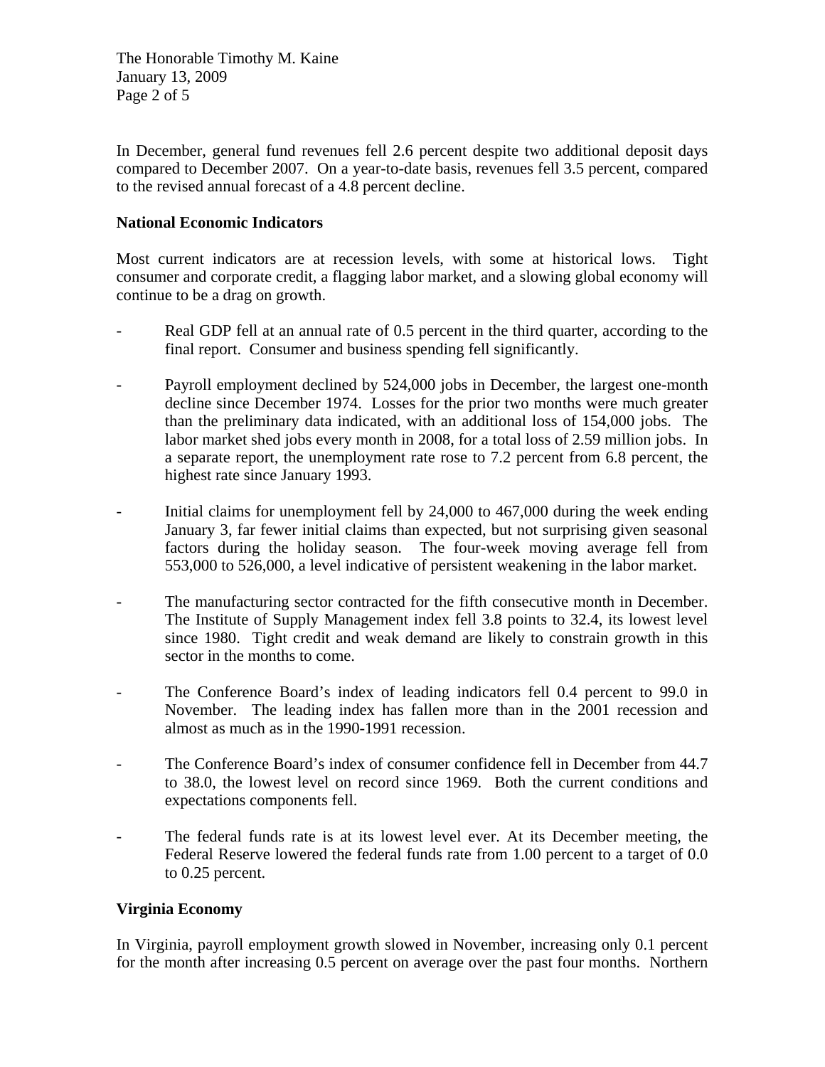In December, general fund revenues fell 2.6 percent despite two additional deposit days compared to December 2007. On a year-to-date basis, revenues fell 3.5 percent, compared to the revised annual forecast of a 4.8 percent decline.

**National Economic Indicators**

Most current indicators are at recession levels, with some at historical lows. Tight consumer and corporate credit, a flagging labor market, and a slowing global economy will continue to be a drag on growth.

- Real GDP fell at an annual rate of 0.5 percent in the third quarter, according to the final report. Consumer and business spending fell significantly.

- Payroll employment declined by 524,000 jobs in December, the largest one-month decline since December 1974. Losses for the prior two months were much greater than the preliminary data indicated, with an additional loss of 154,000 jobs. The labor market shed jobs every month in 2008, for a total loss of 2.59 million jobs. In a separate report, the unemployment rate rose to 7.2 percent from 6.8 percent, the highest rate since January 1993.

- Initial claims for unemployment fell by 24,000 to 467,000 during the week ending January 3, far fewer initial claims than expected, but not surprising given seasonal factors during the holiday season. The four-week moving average fell from 553,000 to 526,000, a level indicative of persistent weakening in the labor market.

- The manufacturing sector contracted for the fifth consecutive month in December. The Institute of Supply Management index fell 3.8 points to 32.4, its lowest level since 1980. Tight credit and weak demand are likely to constrain growth in this sector in the months to come.

- The Conference Board's index of leading indicators fell 0.4 percent to 99.0 in November. The leading index has fallen more than in the 2001 recession and almost as much as in the 1990-1991 recession.

- The Conference Board's index of consumer confidence fell in December from 44.7 to 38.0, the lowest level on record since 1969. Both the current conditions and expectations components fell.

- The federal funds rate is at its lowest level ever. At its December meeting, the Federal Reserve lowered the federal funds rate from 1.00 percent to a target of 0.0 to 0.25 percent.

**Virginia Economy**

In Virginia, payroll employment growth slowed in November, increasing only 0.1 percent for the month after increasing 0.5 percent on average over the past four months. Northern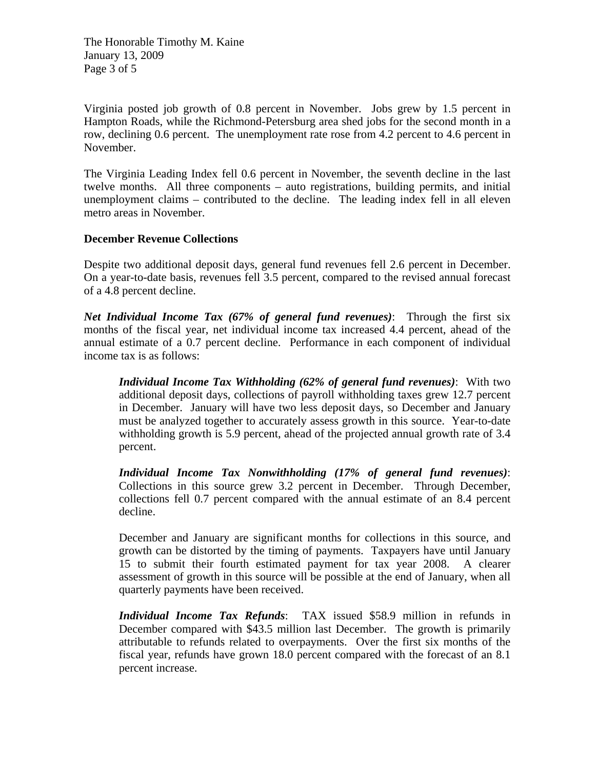Virginia posted job growth of 0.8 percent in November. Jobs grew by 1.5 percent in Hampton Roads, while the Richmond-Petersburg area shed jobs for the second month in a row, declining 0.6 percent. The unemployment rate rose from 4.2 percent to 4.6 percent in November.

The Virginia Leading Index fell 0.6 percent in November, the seventh decline in the last twelve months. All three components – auto registrations, building permits, and initial unemployment claims – contributed to the decline. The leading index fell in all eleven metro areas in November.

**December Revenue Collections**

Despite two additional deposit days, general fund revenues fell 2.6 percent in December. On a year-to-date basis, revenues fell 3.5 percent, compared to the revised annual forecast of a 4.8 percent decline.

***Net Individual Income Tax (67% of general fund revenues)***: Through the first six months of the fiscal year, net individual income tax increased 4.4 percent, ahead of the annual estimate of a 0.7 percent decline. Performance in each component of individual income tax is as follows:

> ***Individual Income Tax Withholding (62% of general fund revenues)***: With two additional deposit days, collections of payroll withholding taxes grew 12.7 percent in December. January will have two less deposit days, so December and January must be analyzed together to accurately assess growth in this source. Year-to-date withholding growth is 5.9 percent, ahead of the projected annual growth rate of 3.4 percent.
>
> ***Individual Income Tax Nonwithholding (17% of general fund revenues)***: Collections in this source grew 3.2 percent in December. Through December, collections fell 0.7 percent compared with the annual estimate of an 8.4 percent decline.
>
> December and January are significant months for collections in this source, and growth can be distorted by the timing of payments. Taxpayers have until January 15 to submit their fourth estimated payment for tax year 2008. A clearer assessment of growth in this source will be possible at the end of January, when all quarterly payments have been received.
>
> ***Individual Income Tax Refunds***: TAX issued $58.9 million in refunds in December compared with $43.5 million last December. The growth is primarily attributable to refunds related to overpayments. Over the first six months of the fiscal year, refunds have grown 18.0 percent compared with the forecast of an 8.1 percent increase.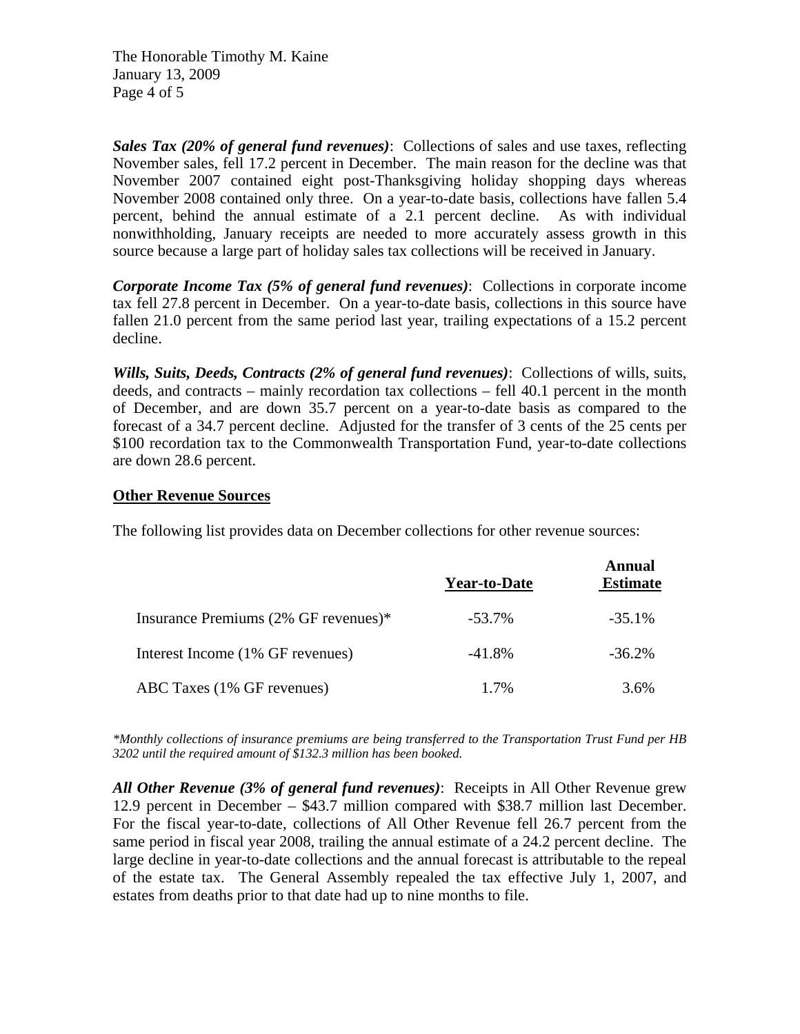***Sales Tax (20% of general fund revenues)***: Collections of sales and use taxes, reflecting November sales, fell 17.2 percent in December. The main reason for the decline was that November 2007 contained eight post-Thanksgiving holiday shopping days whereas November 2008 contained only three. On a year-to-date basis, collections have fallen 5.4 percent, behind the annual estimate of a 2.1 percent decline. As with individual nonwithholding, January receipts are needed to more accurately assess growth in this source because a large part of holiday sales tax collections will be received in January.

***Corporate Income Tax (5% of general fund revenues)***: Collections in corporate income tax fell 27.8 percent in December. On a year-to-date basis, collections in this source have fallen 21.0 percent from the same period last year, trailing expectations of a 15.2 percent decline.

***Wills, Suits, Deeds, Contracts (2% of general fund revenues)***: Collections of wills, suits, deeds, and contracts – mainly recordation tax collections – fell 40.1 percent in the month of December, and are down 35.7 percent on a year-to-date basis as compared to the forecast of a 34.7 percent decline. Adjusted for the transfer of 3 cents of the 25 cents per $100 recordation tax to the Commonwealth Transportation Fund, year-to-date collections are down 28.6 percent.

## Other Revenue Sources

The following list provides data on December collections for other revenue sources:

| | Year-to-Date | Annual Estimate |
|---|---|---|
| Insurance Premiums (2% GF revenues)* | -53.7% | -35.1% |
| Interest Income (1% GF revenues) | -41.8% | -36.2% |
| ABC Taxes (1% GF revenues) | 1.7% | 3.6% |

*\*Monthly collections of insurance premiums are being transferred to the Transportation Trust Fund per HB 3202 until the required amount of $132.3 million has been booked.*

***All Other Revenue (3% of general fund revenues)***: Receipts in All Other Revenue grew 12.9 percent in December – $43.7 million compared with $38.7 million last December. For the fiscal year-to-date, collections of All Other Revenue fell 26.7 percent from the same period in fiscal year 2008, trailing the annual estimate of a 24.2 percent decline. The large decline in year-to-date collections and the annual forecast is attributable to the repeal of the estate tax. The General Assembly repealed the tax effective July 1, 2007, and estates from deaths prior to that date had up to nine months to file.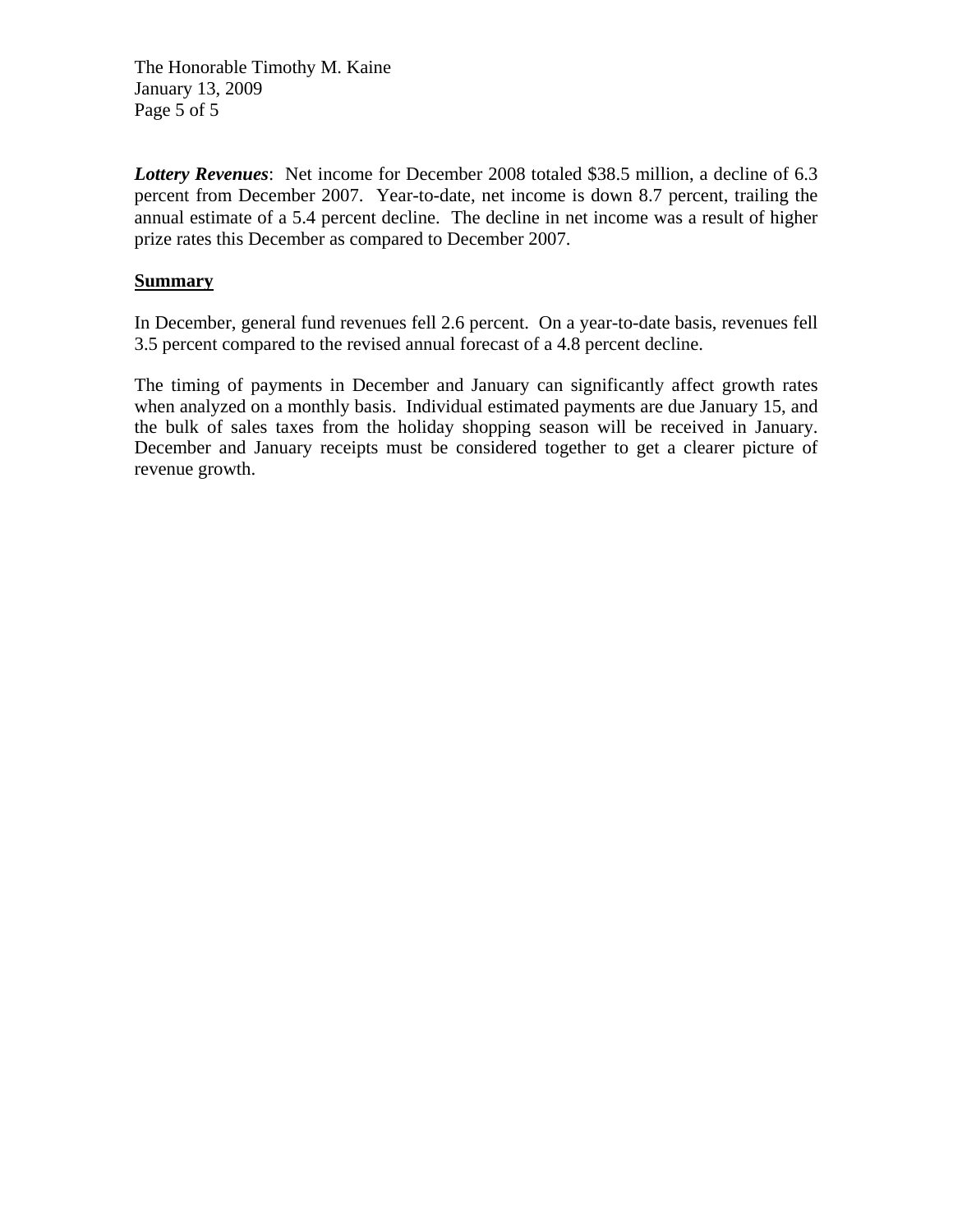***Lottery Revenues***: Net income for December 2008 totaled $38.5 million, a decline of 6.3 percent from December 2007. Year-to-date, net income is down 8.7 percent, trailing the annual estimate of a 5.4 percent decline. The decline in net income was a result of higher prize rates this December as compared to December 2007.

## **Summary**

In December, general fund revenues fell 2.6 percent. On a year-to-date basis, revenues fell 3.5 percent compared to the revised annual forecast of a 4.8 percent decline.

The timing of payments in December and January can significantly affect growth rates when analyzed on a monthly basis. Individual estimated payments are due January 15, and the bulk of sales taxes from the holiday shopping season will be received in January. December and January receipts must be considered together to get a clearer picture of revenue growth.